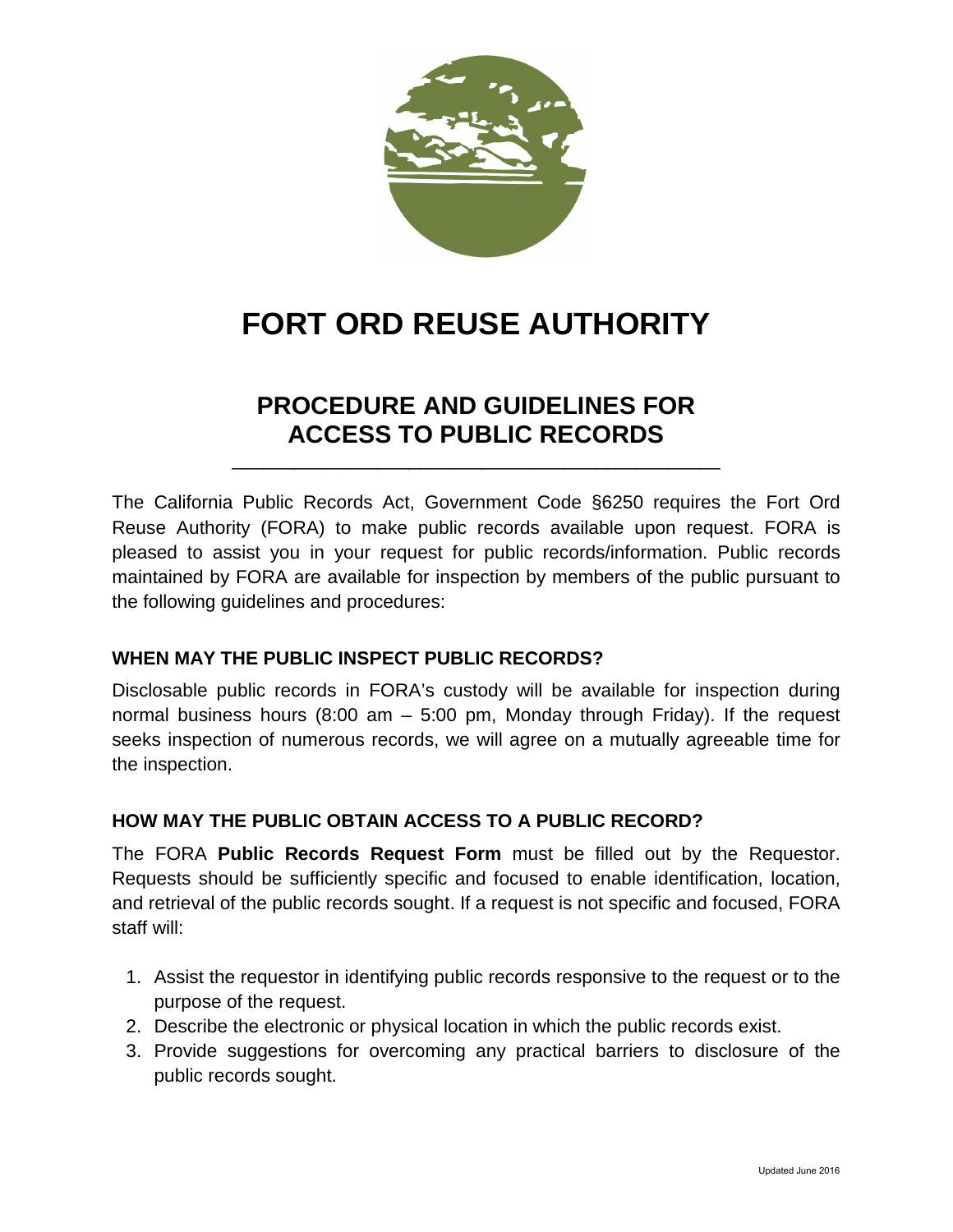# FORT ORD REUSE AUTHORITY

## PROCEDURE AND GUIDELINES FOR ACCESS TO PUBLIC RECORDS

---

The California Public Records Act, Government Code §6250 requires the Fort Ord Reuse Authority (FORA) to make public records available upon request. FORA is pleased to assist you in your request for public records/information. Public records maintained by FORA are available for inspection by members of the public pursuant to the following guidelines and procedures:

### WHEN MAY THE PUBLIC INSPECT PUBLIC RECORDS?

Disclosable public records in FORA's custody will be available for inspection during normal business hours (8:00 am – 5:00 pm, Monday through Friday). If the request seeks inspection of numerous records, we will agree on a mutually agreeable time for the inspection.

### HOW MAY THE PUBLIC OBTAIN ACCESS TO A PUBLIC RECORD?

The FORA **Public Records Request Form** must be filled out by the Requestor. Requests should be sufficiently specific and focused to enable identification, location, and retrieval of the public records sought. If a request is not specific and focused, FORA staff will:

1. Assist the requestor in identifying public records responsive to the request or to the purpose of the request.
2. Describe the electronic or physical location in which the public records exist.
3. Provide suggestions for overcoming any practical barriers to disclosure of the public records sought.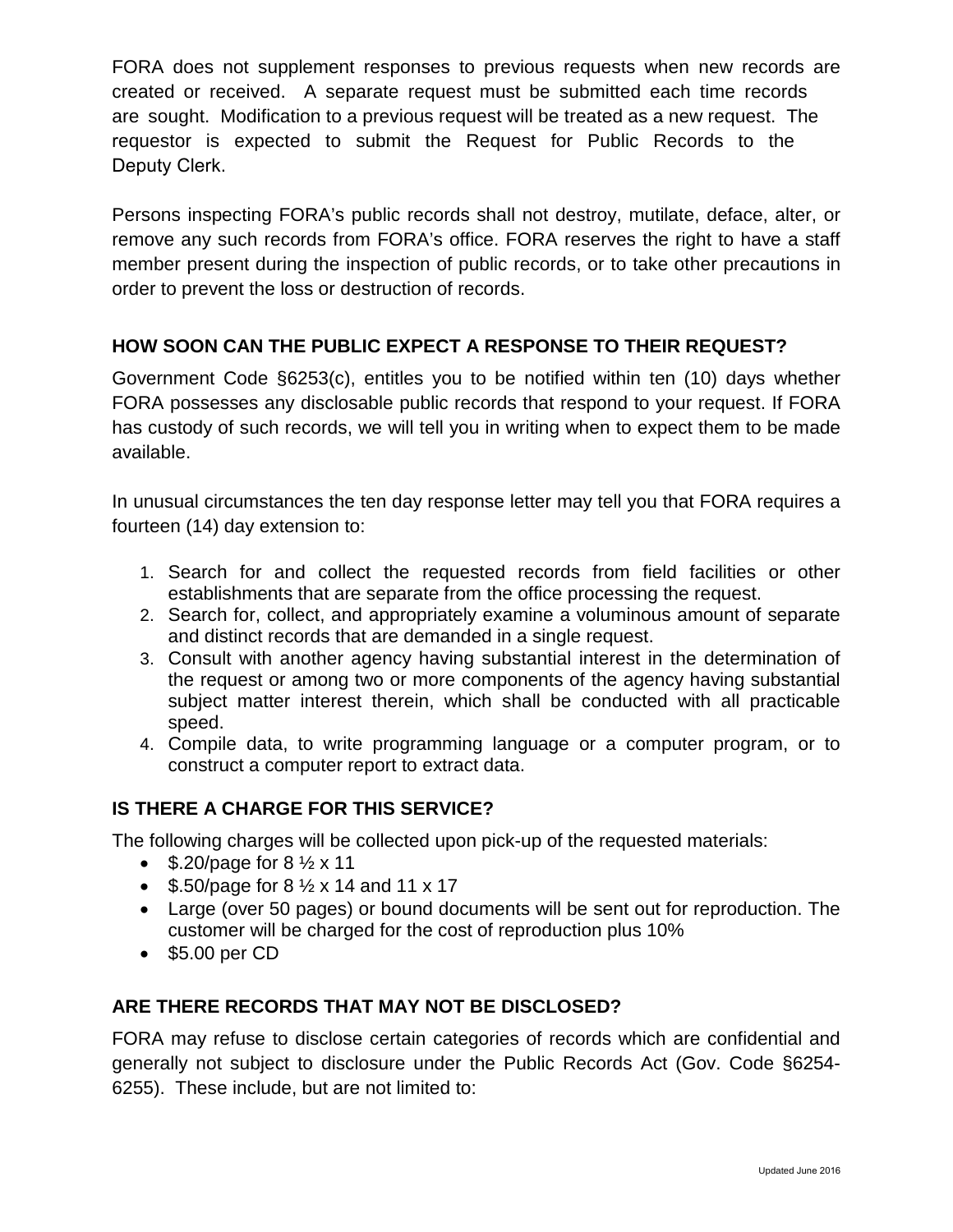FORA does not supplement responses to previous requests when new records are created or received. A separate request must be submitted each time records are sought. Modification to a previous request will be treated as a new request. The requestor is expected to submit the Request for Public Records to the Deputy Clerk.

Persons inspecting FORA's public records shall not destroy, mutilate, deface, alter, or remove any such records from FORA's office. FORA reserves the right to have a staff member present during the inspection of public records, or to take other precautions in order to prevent the loss or destruction of records.

### HOW SOON CAN THE PUBLIC EXPECT A RESPONSE TO THEIR REQUEST?

Government Code §6253(c), entitles you to be notified within ten (10) days whether FORA possesses any disclosable public records that respond to your request. If FORA has custody of such records, we will tell you in writing when to expect them to be made available.

In unusual circumstances the ten day response letter may tell you that FORA requires a fourteen (14) day extension to:

1. Search for and collect the requested records from field facilities or other establishments that are separate from the office processing the request.
2. Search for, collect, and appropriately examine a voluminous amount of separate and distinct records that are demanded in a single request.
3. Consult with another agency having substantial interest in the determination of the request or among two or more components of the agency having substantial subject matter interest therein, which shall be conducted with all practicable speed.
4. Compile data, to write programming language or a computer program, or to construct a computer report to extract data.

### IS THERE A CHARGE FOR THIS SERVICE?

The following charges will be collected upon pick-up of the requested materials:

- $.20/page for 8 ½ x 11
- $.50/page for 8 ½ x 14 and 11 x 17
- Large (over 50 pages) or bound documents will be sent out for reproduction. The customer will be charged for the cost of reproduction plus 10%
- $5.00 per CD

### ARE THERE RECORDS THAT MAY NOT BE DISCLOSED?

FORA may refuse to disclose certain categories of records which are confidential and generally not subject to disclosure under the Public Records Act (Gov. Code §6254-6255). These include, but are not limited to: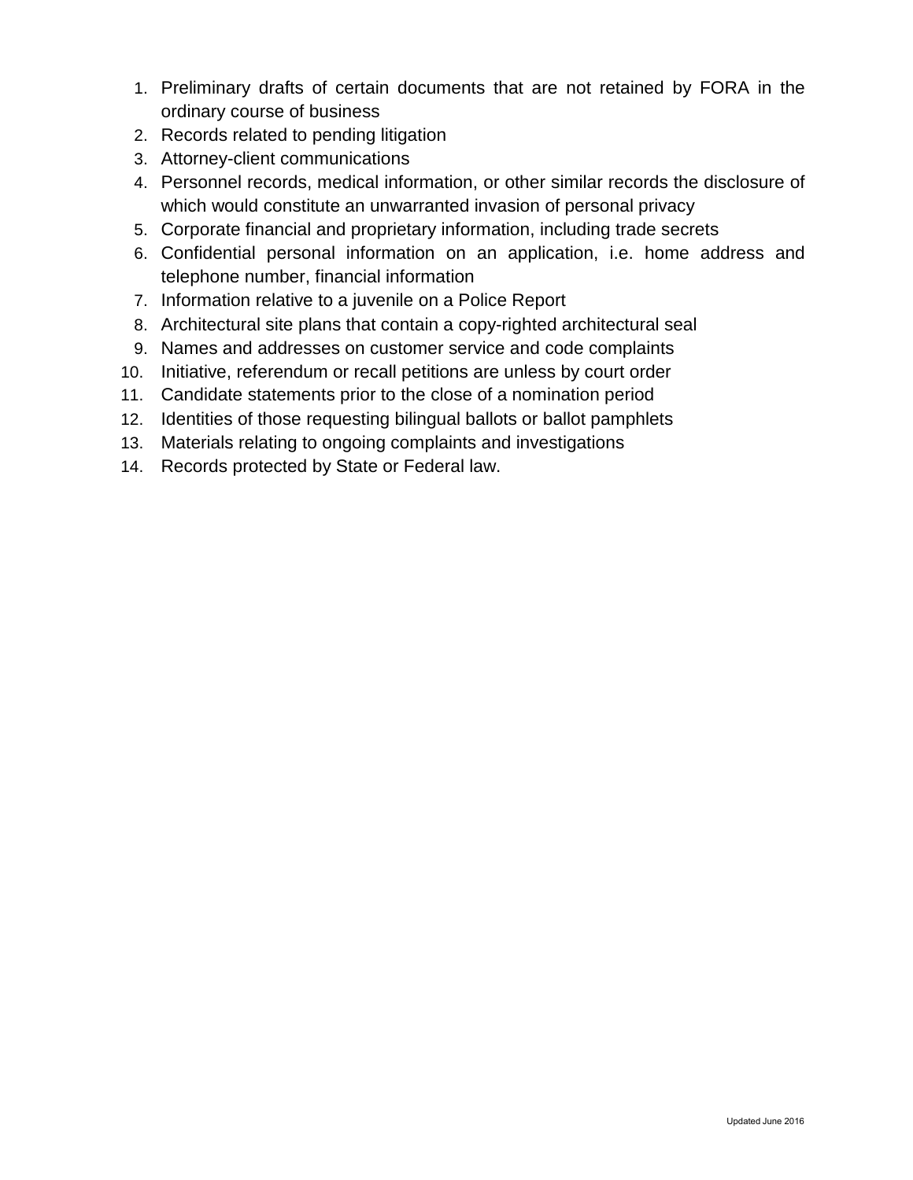1. Preliminary drafts of certain documents that are not retained by FORA in the ordinary course of business
2. Records related to pending litigation
3. Attorney-client communications
4. Personnel records, medical information, or other similar records the disclosure of which would constitute an unwarranted invasion of personal privacy
5. Corporate financial and proprietary information, including trade secrets
6. Confidential personal information on an application, i.e. home address and telephone number, financial information
7. Information relative to a juvenile on a Police Report
8. Architectural site plans that contain a copy-righted architectural seal
9. Names and addresses on customer service and code complaints
10. Initiative, referendum or recall petitions are unless by court order
11. Candidate statements prior to the close of a nomination period
12. Identities of those requesting bilingual ballots or ballot pamphlets
13. Materials relating to ongoing complaints and investigations
14. Records protected by State or Federal law.

Updated June 2016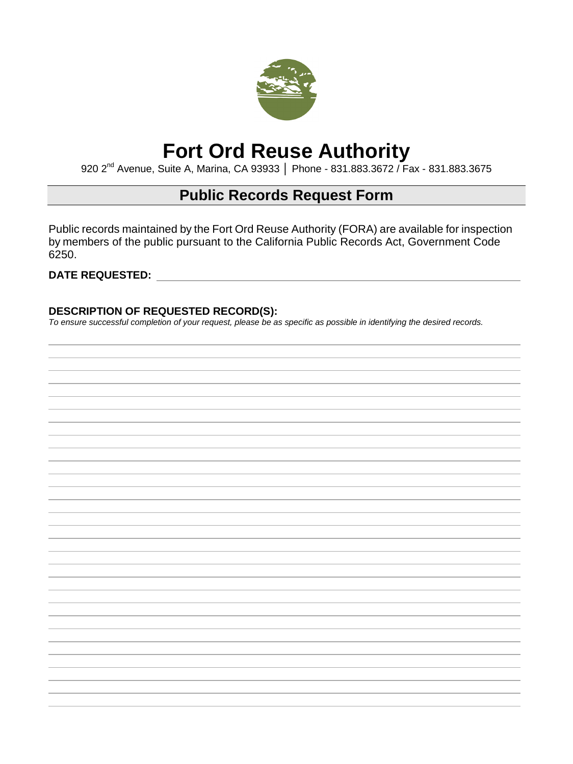# Fort Ord Reuse Authority

920 2nd Avenue, Suite A, Marina, CA 93933 │ Phone - 831.883.3672 / Fax - 831.883.3675

## Public Records Request Form

Public records maintained by the Fort Ord Reuse Authority (FORA) are available for inspection by members of the public pursuant to the California Public Records Act, Government Code 6250.

**DATE REQUESTED:** \_\_\_\_\_\_\_\_\_\_\_\_\_\_\_\_\_\_\_\_\_\_\_\_\_\_\_\_\_\_\_\_\_\_\_\_\_\_\_\_

**DESCRIPTION OF REQUESTED RECORD(S):**

*To ensure successful completion of your request, please be as specific as possible in identifying the desired records.*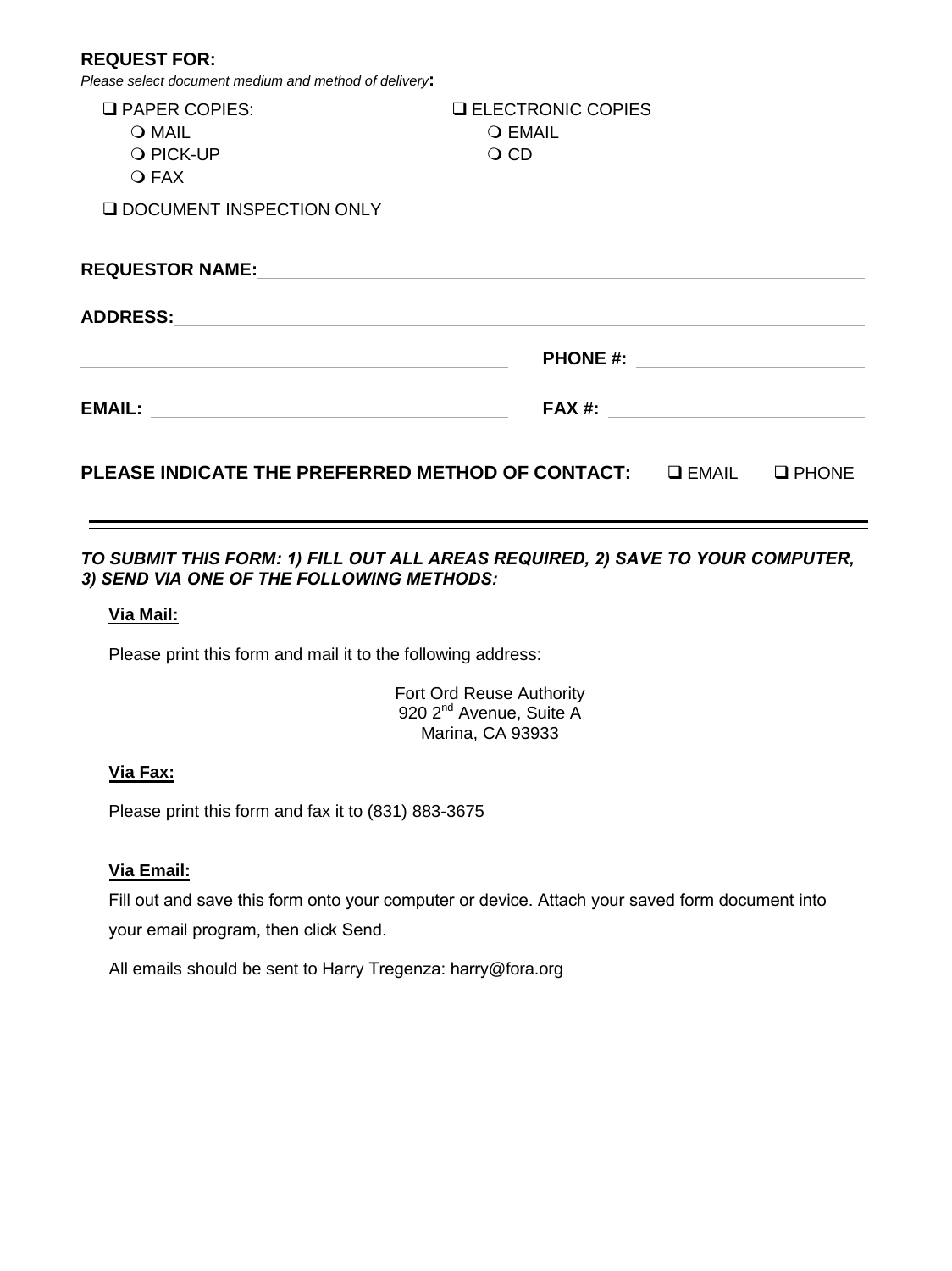**REQUEST FOR:**

*Please select document medium and method of delivery:*

- ☐ PAPER COPIES:
  - ○ MAIL
  - ○ PICK-UP
  - ○ FAX
- ☐ ELECTRONIC COPIES
  - ○ EMAIL
  - ○ CD
- ☐ DOCUMENT INSPECTION ONLY

**REQUESTOR NAME:** ______________________________

**ADDRESS:** ______________________________

______________________________ **PHONE #:** ______________________________

**EMAIL:** ______________________________ **FAX #:** ______________________________

**PLEASE INDICATE THE PREFERRED METHOD OF CONTACT:** ☐ EMAIL ☐ PHONE

---

***TO SUBMIT THIS FORM: 1) FILL OUT ALL AREAS REQUIRED, 2) SAVE TO YOUR COMPUTER, 3) SEND VIA ONE OF THE FOLLOWING METHODS:***

**Via Mail:**

Please print this form and mail it to the following address:

Fort Ord Reuse Authority
920 2nd Avenue, Suite A
Marina, CA 93933

**Via Fax:**

Please print this form and fax it to (831) 883-3675

**Via Email:**

Fill out and save this form onto your computer or device. Attach your saved form document into your email program, then click Send.

All emails should be sent to Harry Tregenza: harry@fora.org